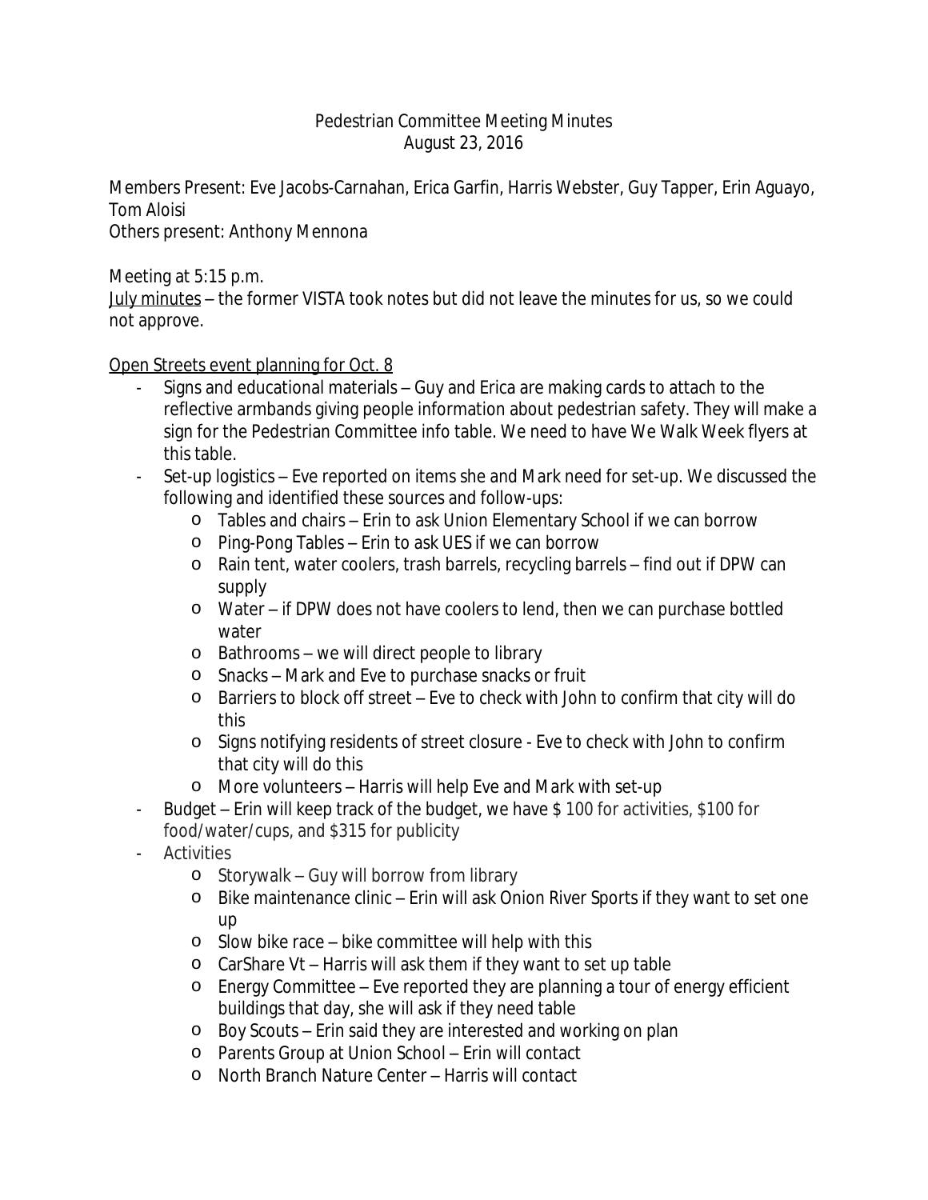# Pedestrian Committee Meeting Minutes
## August 23, 2016

Members Present: Eve Jacobs-Carnahan, Erica Garfin, Harris Webster, Guy Tapper, Erin Aguayo, Tom Aloisi
Others present: Anthony Mennona

Meeting at 5:15 p.m.
July minutes – the former VISTA took notes but did not leave the minutes for us, so we could not approve.

Open Streets event planning for Oct. 8

- Signs and educational materials – Guy and Erica are making cards to attach to the reflective armbands giving people information about pedestrian safety. They will make a sign for the Pedestrian Committee info table. We need to have We Walk Week flyers at this table.
- Set-up logistics – Eve reported on items she and Mark need for set-up. We discussed the following and identified these sources and follow-ups:
    - Tables and chairs – Erin to ask Union Elementary School if we can borrow
    - Ping-Pong Tables – Erin to ask UES if we can borrow
    - Rain tent, water coolers, trash barrels, recycling barrels – find out if DPW can supply
    - Water – if DPW does not have coolers to lend, then we can purchase bottled water
    - Bathrooms – we will direct people to library
    - Snacks – Mark and Eve to purchase snacks or fruit
    - Barriers to block off street – Eve to check with John to confirm that city will do this
    - Signs notifying residents of street closure - Eve to check with John to confirm that city will do this
    - More volunteers – Harris will help Eve and Mark with set-up
- Budget – Erin will keep track of the budget, we have $ 100 for activities, $100 for food/water/cups, and $315 for publicity
- Activities
    - Storywalk – Guy will borrow from library
    - Bike maintenance clinic – Erin will ask Onion River Sports if they want to set one up
    - Slow bike race – bike committee will help with this
    - CarShare Vt – Harris will ask them if they want to set up table
    - Energy Committee – Eve reported they are planning a tour of energy efficient buildings that day, she will ask if they need table
    - Boy Scouts – Erin said they are interested and working on plan
    - Parents Group at Union School – Erin will contact
    - North Branch Nature Center – Harris will contact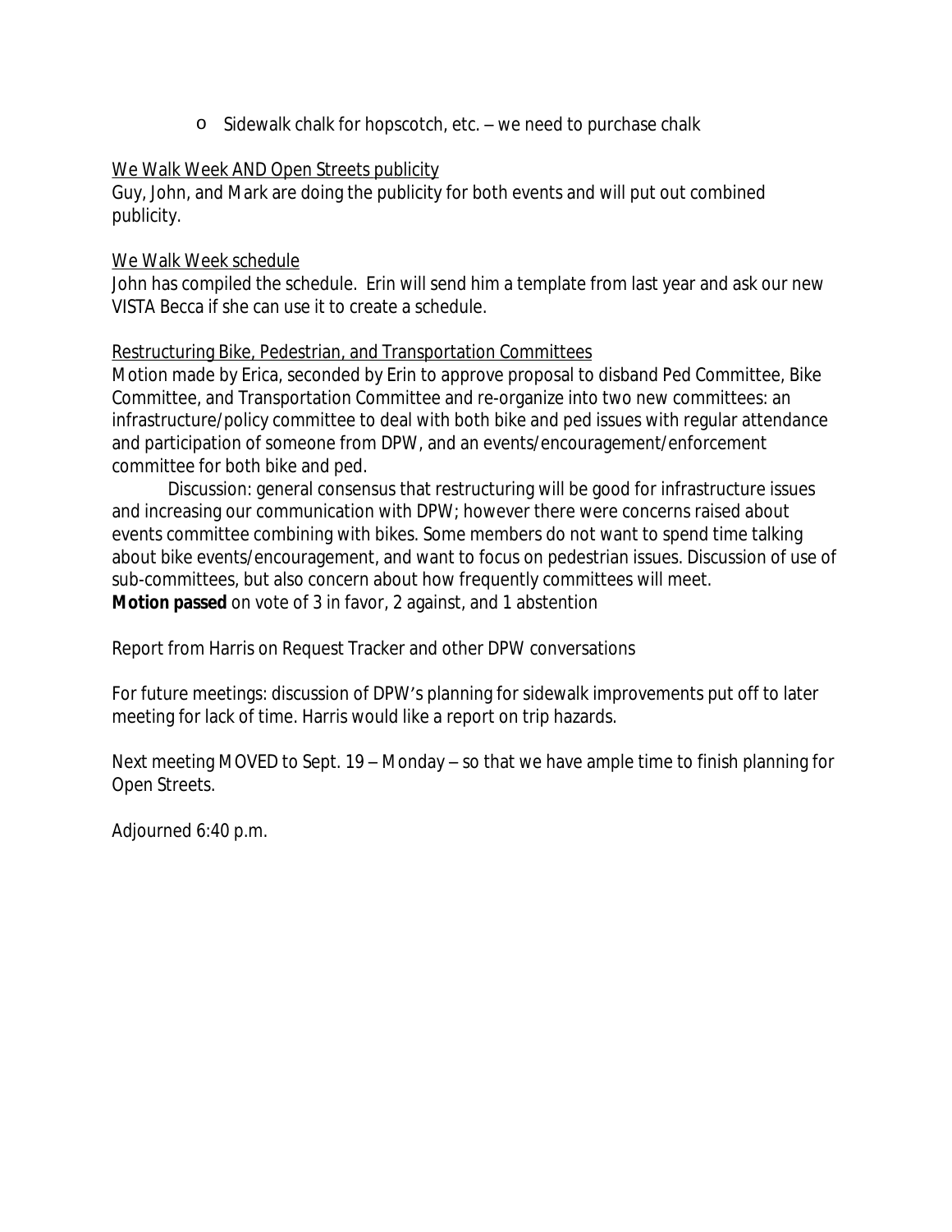- Sidewalk chalk for hopscotch, etc. – we need to purchase chalk

We Walk Week AND Open Streets publicity

Guy, John, and Mark are doing the publicity for both events and will put out combined publicity.

We Walk Week schedule

John has compiled the schedule. Erin will send him a template from last year and ask our new VISTA Becca if she can use it to create a schedule.

Restructuring Bike, Pedestrian, and Transportation Committees

Motion made by Erica, seconded by Erin to approve proposal to disband Ped Committee, Bike Committee, and Transportation Committee and re-organize into two new committees: an infrastructure/policy committee to deal with both bike and ped issues with regular attendance and participation of someone from DPW, and an events/encouragement/enforcement committee for both bike and ped.

Discussion: general consensus that restructuring will be good for infrastructure issues and increasing our communication with DPW; however there were concerns raised about events committee combining with bikes. Some members do not want to spend time talking about bike events/encouragement, and want to focus on pedestrian issues. Discussion of use of sub-committees, but also concern about how frequently committees will meet.

**Motion passed** on vote of 3 in favor, 2 against, and 1 abstention

Report from Harris on Request Tracker and other DPW conversations

For future meetings: discussion of DPW's planning for sidewalk improvements put off to later meeting for lack of time. Harris would like a report on trip hazards.

Next meeting MOVED to Sept. 19 – Monday – so that we have ample time to finish planning for Open Streets.

Adjourned 6:40 p.m.